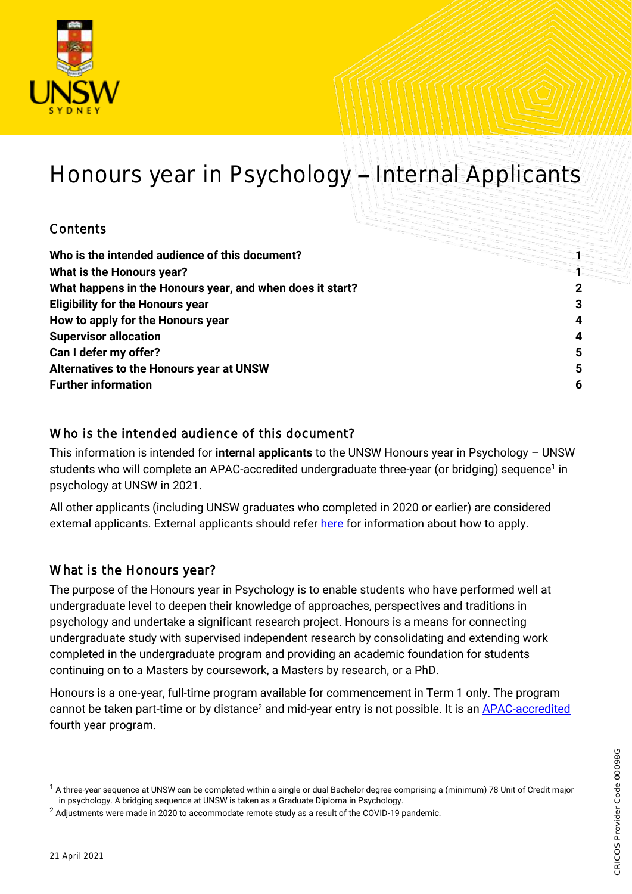# Honours year in Psychology – Internal Applicants

## Contents

| | |
|---|---|
| **Who is the intended audience of this document?** | **1** |
| **What is the Honours year?** | **1** |
| **What happens in the Honours year, and when does it start?** | **2** |
| **Eligibility for the Honours year** | **3** |
| **How to apply for the Honours year** | **4** |
| **Supervisor allocation** | **4** |
| **Can I defer my offer?** | **5** |
| **Alternatives to the Honours year at UNSW** | **5** |
| **Further information** | **6** |

## Who is the intended audience of this document?

This information is intended for **internal applicants** to the UNSW Honours year in Psychology – UNSW students who will complete an APAC-accredited undergraduate three-year (or bridging) sequence[1] in psychology at UNSW in 2021.

All other applicants (including UNSW graduates who completed in 2020 or earlier) are considered external applicants. External applicants should refer here for information about how to apply.

## What is the Honours year?

The purpose of the Honours year in Psychology is to enable students who have performed well at undergraduate level to deepen their knowledge of approaches, perspectives and traditions in psychology and undertake a significant research project. Honours is a means for connecting undergraduate study with supervised independent research by consolidating and extending work completed in the undergraduate program and providing an academic foundation for students continuing on to a Masters by coursework, a Masters by research, or a PhD.

Honours is a one-year, full-time program available for commencement in Term 1 only. The program cannot be taken part-time or by distance[2] and mid-year entry is not possible. It is an APAC-accredited fourth year program.

---

[1] A three-year sequence at UNSW can be completed within a single or dual Bachelor degree comprising a (minimum) 78 Unit of Credit major in psychology. A bridging sequence at UNSW is taken as a Graduate Diploma in Psychology.

[2] Adjustments were made in 2020 to accommodate remote study as a result of the COVID-19 pandemic.

21 April 2021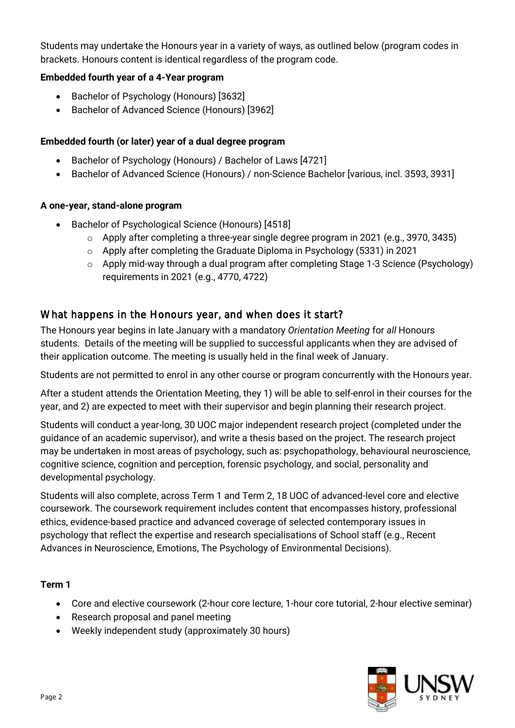Students may undertake the Honours year in a variety of ways, as outlined below (program codes in brackets. Honours content is identical regardless of the program code.

**Embedded fourth year of a 4-Year program**

- Bachelor of Psychology (Honours) [3632]
- Bachelor of Advanced Science (Honours) [3962]

**Embedded fourth (or later) year of a dual degree program**

- Bachelor of Psychology (Honours) / Bachelor of Laws [4721]
- Bachelor of Advanced Science (Honours) / non-Science Bachelor [various, incl. 3593, 3931]

**A one-year, stand-alone program**

- Bachelor of Psychological Science (Honours) [4518]
    - Apply after completing a three-year single degree program in 2021 (e.g., 3970, 3435)
    - Apply after completing the Graduate Diploma in Psychology (5331) in 2021
    - Apply mid-way through a dual program after completing Stage 1-3 Science (Psychology) requirements in 2021 (e.g., 4770, 4722)

## What happens in the Honours year, and when does it start?

The Honours year begins in late January with a mandatory *Orientation Meeting* for *all* Honours students. Details of the meeting will be supplied to successful applicants when they are advised of their application outcome. The meeting is usually held in the final week of January.

Students are not permitted to enrol in any other course or program concurrently with the Honours year.

After a student attends the Orientation Meeting, they 1) will be able to self-enrol in their courses for the year, and 2) are expected to meet with their supervisor and begin planning their research project.

Students will conduct a year-long, 30 UOC major independent research project (completed under the guidance of an academic supervisor), and write a thesis based on the project. The research project may be undertaken in most areas of psychology, such as: psychopathology, behavioural neuroscience, cognitive science, cognition and perception, forensic psychology, and social, personality and developmental psychology.

Students will also complete, across Term 1 and Term 2, 18 UOC of advanced-level core and elective coursework. The coursework requirement includes content that encompasses history, professional ethics, evidence-based practice and advanced coverage of selected contemporary issues in psychology that reflect the expertise and research specialisations of School staff (e.g., Recent Advances in Neuroscience, Emotions, The Psychology of Environmental Decisions).

**Term 1**

- Core and elective coursework (2-hour core lecture, 1-hour core tutorial, 2-hour elective seminar)
- Research proposal and panel meeting
- Weekly independent study (approximately 30 hours)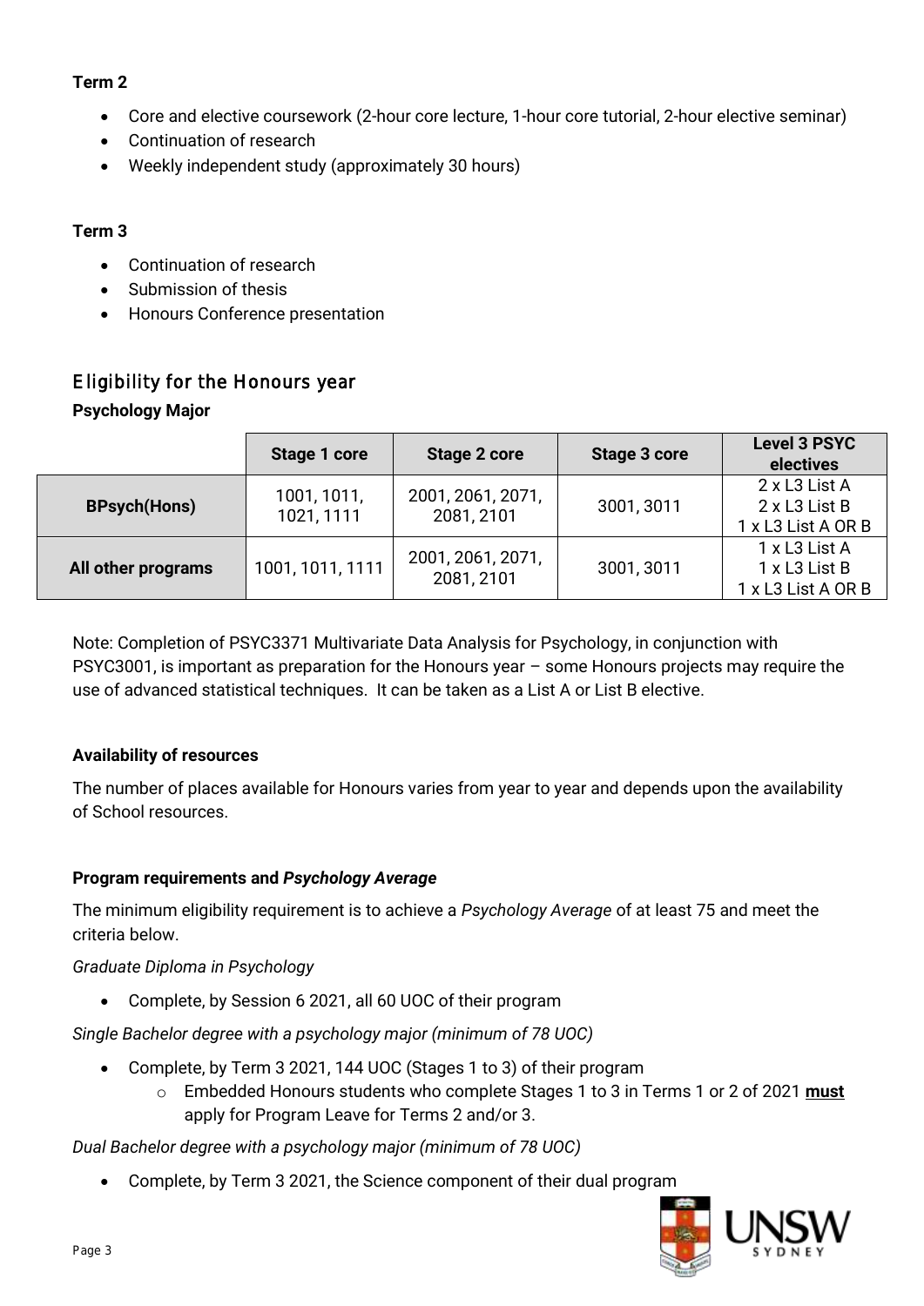**Term 2**

- Core and elective coursework (2-hour core lecture, 1-hour core tutorial, 2-hour elective seminar)
- Continuation of research
- Weekly independent study (approximately 30 hours)

**Term 3**

- Continuation of research
- Submission of thesis
- Honours Conference presentation

## Eligibility for the Honours year

**Psychology Major**

| | Stage 1 core | Stage 2 core | Stage 3 core | Level 3 PSYC electives |
|---|---|---|---|---|
| **BPsych(Hons)** | 1001, 1011, 1021, 1111 | 2001, 2061, 2071, 2081, 2101 | 3001, 3011 | 2 x L3 List A<br>2 x L3 List B<br>1 x L3 List A OR B |
| **All other programs** | 1001, 1011, 1111 | 2001, 2061, 2071, 2081, 2101 | 3001, 3011 | 1 x L3 List A<br>1 x L3 List B<br>1 x L3 List A OR B |

Note: Completion of PSYC3371 Multivariate Data Analysis for Psychology, in conjunction with PSYC3001, is important as preparation for the Honours year – some Honours projects may require the use of advanced statistical techniques. It can be taken as a List A or List B elective.

**Availability of resources**

The number of places available for Honours varies from year to year and depends upon the availability of School resources.

**Program requirements and *Psychology Average***

The minimum eligibility requirement is to achieve a *Psychology Average* of at least 75 and meet the criteria below.

*Graduate Diploma in Psychology*

- Complete, by Session 6 2021, all 60 UOC of their program

*Single Bachelor degree with a psychology major (minimum of 78 UOC)*

- Complete, by Term 3 2021, 144 UOC (Stages 1 to 3) of their program
  - Embedded Honours students who complete Stages 1 to 3 in Terms 1 or 2 of 2021 **must** apply for Program Leave for Terms 2 and/or 3.

*Dual Bachelor degree with a psychology major (minimum of 78 UOC)*

- Complete, by Term 3 2021, the Science component of their dual program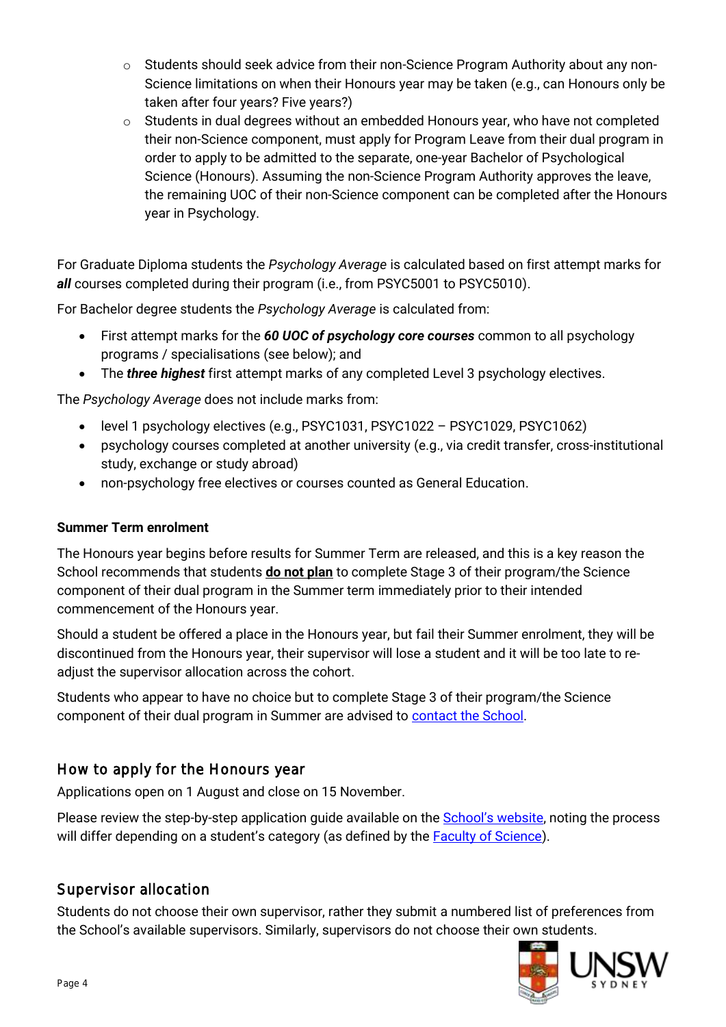- Students should seek advice from their non-Science Program Authority about any non-Science limitations on when their Honours year may be taken (e.g., can Honours only be taken after four years? Five years?)
  - Students in dual degrees without an embedded Honours year, who have not completed their non-Science component, must apply for Program Leave from their dual program in order to apply to be admitted to the separate, one-year Bachelor of Psychological Science (Honours). Assuming the non-Science Program Authority approves the leave, the remaining UOC of their non-Science component can be completed after the Honours year in Psychology.

For Graduate Diploma students the *Psychology Average* is calculated based on first attempt marks for ***all*** courses completed during their program (i.e., from PSYC5001 to PSYC5010).

For Bachelor degree students the *Psychology Average* is calculated from:

- First attempt marks for the ***60 UOC of psychology core courses*** common to all psychology programs / specialisations (see below); and
- The ***three highest*** first attempt marks of any completed Level 3 psychology electives.

The *Psychology Average* does not include marks from:

- level 1 psychology electives (e.g., PSYC1031, PSYC1022 – PSYC1029, PSYC1062)
- psychology courses completed at another university (e.g., via credit transfer, cross-institutional study, exchange or study abroad)
- non-psychology free electives or courses counted as General Education.

**Summer Term enrolment**

The Honours year begins before results for Summer Term are released, and this is a key reason the School recommends that students **do not plan** to complete Stage 3 of their program/the Science component of their dual program in the Summer term immediately prior to their intended commencement of the Honours year.

Should a student be offered a place in the Honours year, but fail their Summer enrolment, they will be discontinued from the Honours year, their supervisor will lose a student and it will be too late to re-adjust the supervisor allocation across the cohort.

Students who appear to have no choice but to complete Stage 3 of their program/the Science component of their dual program in Summer are advised to contact the School.

## How to apply for the Honours year

Applications open on 1 August and close on 15 November.

Please review the step-by-step application guide available on the School's website, noting the process will differ depending on a student's category (as defined by the Faculty of Science).

## Supervisor allocation

Students do not choose their own supervisor, rather they submit a numbered list of preferences from the School's available supervisors. Similarly, supervisors do not choose their own students.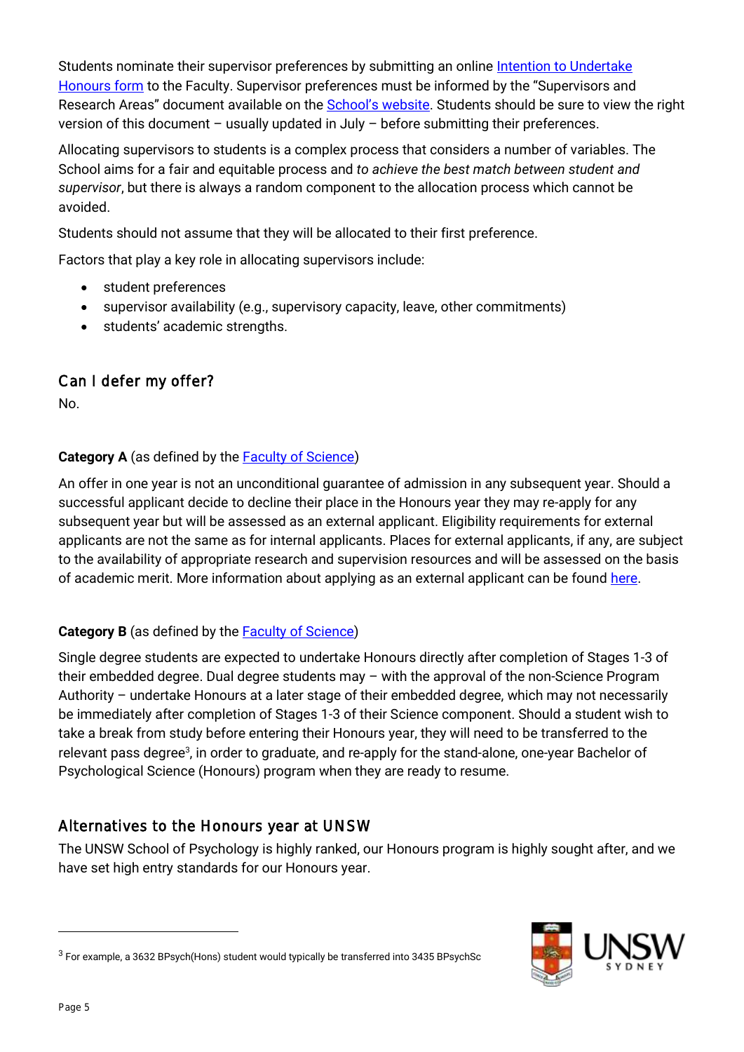Students nominate their supervisor preferences by submitting an online Intention to Undertake Honours form to the Faculty. Supervisor preferences must be informed by the "Supervisors and Research Areas" document available on the School's website. Students should be sure to view the right version of this document – usually updated in July – before submitting their preferences.

Allocating supervisors to students is a complex process that considers a number of variables. The School aims for a fair and equitable process and *to achieve the best match between student and supervisor*, but there is always a random component to the allocation process which cannot be avoided.

Students should not assume that they will be allocated to their first preference.

Factors that play a key role in allocating supervisors include:

- student preferences
- supervisor availability (e.g., supervisory capacity, leave, other commitments)
- students' academic strengths.

## Can I defer my offer?

No.

**Category A** (as defined by the Faculty of Science)

An offer in one year is not an unconditional guarantee of admission in any subsequent year. Should a successful applicant decide to decline their place in the Honours year they may re-apply for any subsequent year but will be assessed as an external applicant. Eligibility requirements for external applicants are not the same as for internal applicants. Places for external applicants, if any, are subject to the availability of appropriate research and supervision resources and will be assessed on the basis of academic merit. More information about applying as an external applicant can be found here.

**Category B** (as defined by the Faculty of Science)

Single degree students are expected to undertake Honours directly after completion of Stages 1-3 of their embedded degree. Dual degree students may – with the approval of the non-Science Program Authority – undertake Honours at a later stage of their embedded degree, which may not necessarily be immediately after completion of Stages 1-3 of their Science component. Should a student wish to take a break from study before entering their Honours year, they will need to be transferred to the relevant pass degree[3], in order to graduate, and re-apply for the stand-alone, one-year Bachelor of Psychological Science (Honours) program when they are ready to resume.

## Alternatives to the Honours year at UNSW

The UNSW School of Psychology is highly ranked, our Honours program is highly sought after, and we have set high entry standards for our Honours year.

---

[3] For example, a 3632 BPsych(Hons) student would typically be transferred into 3435 BPsychSc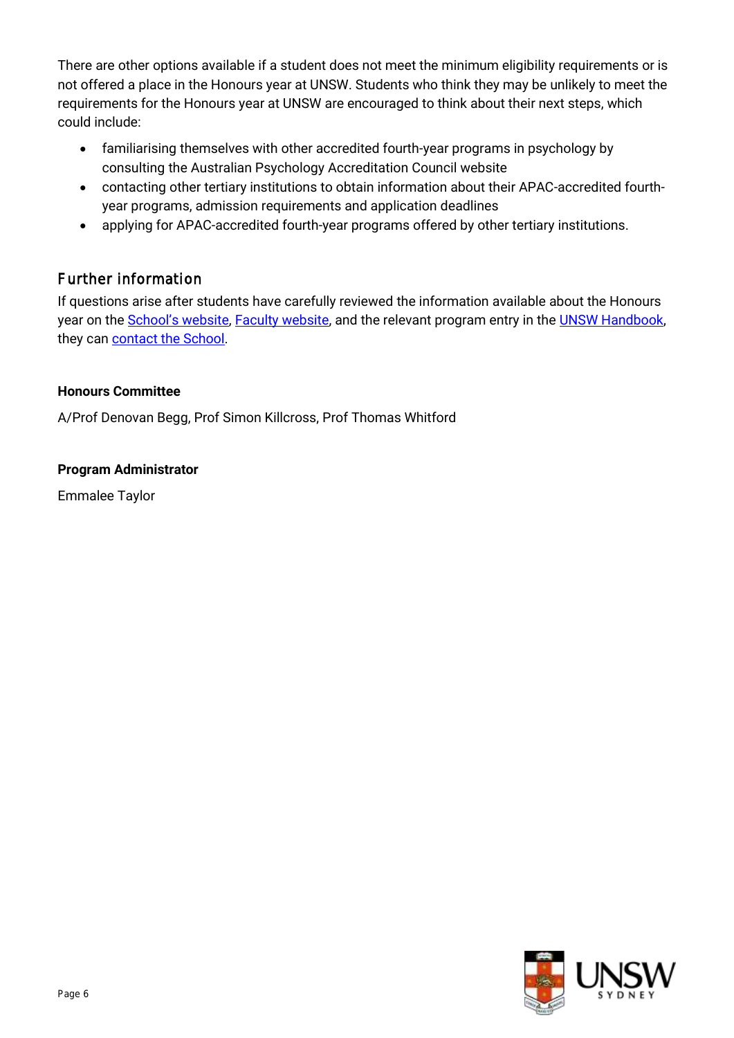There are other options available if a student does not meet the minimum eligibility requirements or is not offered a place in the Honours year at UNSW. Students who think they may be unlikely to meet the requirements for the Honours year at UNSW are encouraged to think about their next steps, which could include:

- familiarising themselves with other accredited fourth-year programs in psychology by consulting the Australian Psychology Accreditation Council website
- contacting other tertiary institutions to obtain information about their APAC-accredited fourth-year programs, admission requirements and application deadlines
- applying for APAC-accredited fourth-year programs offered by other tertiary institutions.

## Further information

If questions arise after students have carefully reviewed the information available about the Honours year on the School's website, Faculty website, and the relevant program entry in the UNSW Handbook, they can contact the School.

**Honours Committee**

A/Prof Denovan Begg, Prof Simon Killcross, Prof Thomas Whitford

**Program Administrator**

Emmalee Taylor